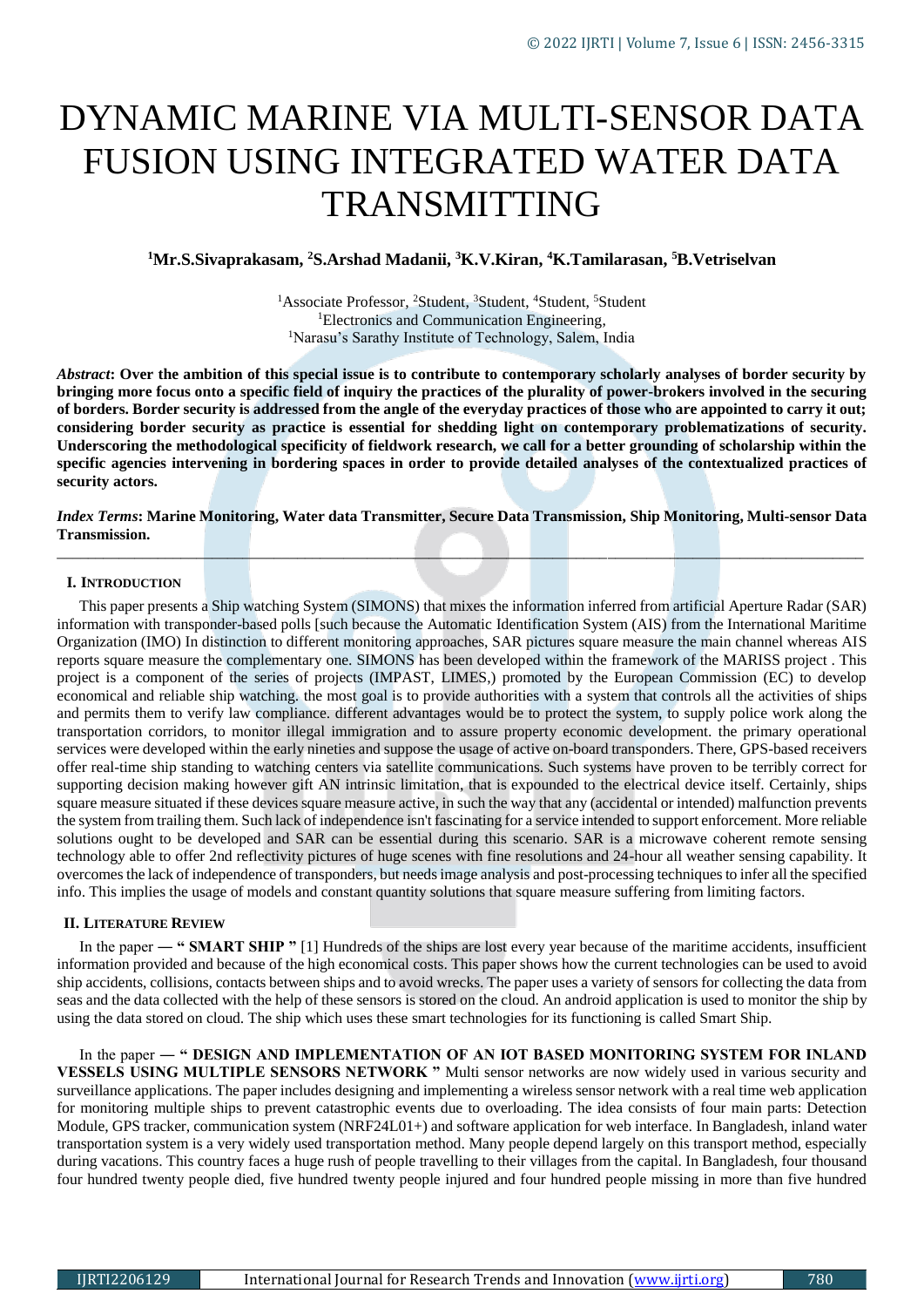# DYNAMIC MARINE VIA MULTI-SENSOR DATA FUSION USING INTEGRATED WATER DATA TRANSMITTING

**[1]Mr.S.Sivaprakasam, [2]S.Arshad Madanii, [3]K.V.Kiran, [4]K.Tamilarasan, [5]B.Vetriselvan**

[1]Associate Professor, [2]Student, [3]Student, [4]Student, [5]Student
[1]Electronics and Communication Engineering,
[1]Narasu's Sarathy Institute of Technology, Salem, India

***Abstract*: Over the ambition of this special issue is to contribute to contemporary scholarly analyses of border security by bringing more focus onto a specific field of inquiry the practices of the plurality of power-brokers involved in the securing of borders. Border security is addressed from the angle of the everyday practices of those who are appointed to carry it out; considering border security as practice is essential for shedding light on contemporary problematizations of security. Underscoring the methodological specificity of fieldwork research, we call for a better grounding of scholarship within the specific agencies intervening in bordering spaces in order to provide detailed analyses of the contextualized practices of security actors.**

***Index Terms*: Marine Monitoring, Water data Transmitter, Secure Data Transmission, Ship Monitoring, Multi-sensor Data Transmission.**

## I. INTRODUCTION

This paper presents a Ship watching System (SIMONS) that mixes the information inferred from artificial Aperture Radar (SAR) information with transponder-based polls [such because the Automatic Identification System (AIS) from the International Maritime Organization (IMO) In distinction to different monitoring approaches, SAR pictures square measure the main channel whereas AIS reports square measure the complementary one. SIMONS has been developed within the framework of the MARISS project . This project is a component of the series of projects (IMPAST, LIMES,) promoted by the European Commission (EC) to develop economical and reliable ship watching. the most goal is to provide authorities with a system that controls all the activities of ships and permits them to verify law compliance. different advantages would be to protect the system, to supply police work along the transportation corridors, to monitor illegal immigration and to assure property economic development. the primary operational services were developed within the early nineties and suppose the usage of active on-board transponders. There, GPS-based receivers offer real-time ship standing to watching centers via satellite communications. Such systems have proven to be terribly correct for supporting decision making however gift AN intrinsic limitation, that is expounded to the electrical device itself. Certainly, ships square measure situated if these devices square measure active, in such the way that any (accidental or intended) malfunction prevents the system from trailing them. Such lack of independence isn't fascinating for a service intended to support enforcement. More reliable solutions ought to be developed and SAR can be essential during this scenario. SAR is a microwave coherent remote sensing technology able to offer 2nd reflectivity pictures of huge scenes with fine resolutions and 24-hour all weather sensing capability. It overcomes the lack of independence of transponders, but needs image analysis and post-processing techniques to infer all the specified info. This implies the usage of models and constant quantity solutions that square measure suffering from limiting factors.

## II. LITERATURE REVIEW

In the paper — " **SMART SHIP** " [1] Hundreds of the ships are lost every year because of the maritime accidents, insufficient information provided and because of the high economical costs. This paper shows how the current technologies can be used to avoid ship accidents, collisions, contacts between ships and to avoid wrecks. The paper uses a variety of sensors for collecting the data from seas and the data collected with the help of these sensors is stored on the cloud. An android application is used to monitor the ship by using the data stored on cloud. The ship which uses these smart technologies for its functioning is called Smart Ship.

In the paper — " **DESIGN AND IMPLEMENTATION OF AN IOT BASED MONITORING SYSTEM FOR INLAND VESSELS USING MULTIPLE SENSORS NETWORK** " Multi sensor networks are now widely used in various security and surveillance applications. The paper includes designing and implementing a wireless sensor network with a real time web application for monitoring multiple ships to prevent catastrophic events due to overloading. The idea consists of four main parts: Detection Module, GPS tracker, communication system (NRF24L01+) and software application for web interface. In Bangladesh, inland water transportation system is a very widely used transportation method. Many people depend largely on this transport method, especially during vacations. This country faces a huge rush of people travelling to their villages from the capital. In Bangladesh, four thousand four hundred twenty people died, five hundred twenty people injured and four hundred people missing in more than five hundred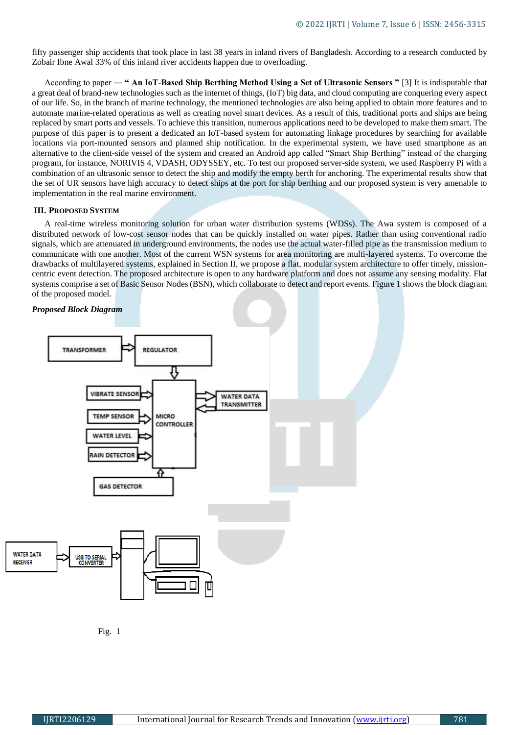fifty passenger ship accidents that took place in last 38 years in inland rivers of Bangladesh. According to a research conducted by Zobair Ibne Awal 33% of this inland river accidents happen due to overloading.

According to paper — **" An IoT-Based Ship Berthing Method Using a Set of Ultrasonic Sensors "** [3] It is indisputable that a great deal of brand-new technologies such as the internet of things, (IoT) big data, and cloud computing are conquering every aspect of our life. So, in the branch of marine technology, the mentioned technologies are also being applied to obtain more features and to automate marine-related operations as well as creating novel smart devices. As a result of this, traditional ports and ships are being replaced by smart ports and vessels. To achieve this transition, numerous applications need to be developed to make them smart. The purpose of this paper is to present a dedicated an IoT-based system for automating linkage procedures by searching for available locations via port-mounted sensors and planned ship notification. In the experimental system, we have used smartphone as an alternative to the client-side vessel of the system and created an Android app called "Smart Ship Berthing" instead of the charging program, for instance, NORIVIS 4, VDASH, ODYSSEY, etc. To test our proposed server-side system, we used Raspberry Pi with a combination of an ultrasonic sensor to detect the ship and modify the empty berth for anchoring. The experimental results show that the set of UR sensors have high accuracy to detect ships at the port for ship berthing and our proposed system is very amenable to implementation in the real marine environment.

## III. Proposed System

A real-time wireless monitoring solution for urban water distribution systems (WDSs). The Awa system is composed of a distributed network of low-cost sensor nodes that can be quickly installed on water pipes. Rather than using conventional radio signals, which are attenuated in underground environments, the nodes use the actual water-filled pipe as the transmission medium to communicate with one another. Most of the current WSN systems for area monitoring are multi-layered systems. To overcome the drawbacks of multilayered systems, explained in Section II, we propose a flat, modular system architecture to offer timely, mission-centric event detection. The proposed architecture is open to any hardware platform and does not assume any sensing modality. Flat systems comprise a set of Basic Sensor Nodes (BSN), which collaborate to detect and report events. Figure 1 shows the block diagram of the proposed model.

***Proposed Block Diagram***

TRANSFORMER → REGULATOR → MICRO CONTROLLER

VIBRATE SENSOR, TEMP SENSOR, WATER LEVEL, RAIN DETECTOR, GAS DETECTOR → MICRO CONTROLLER ⇄ WATER DATA TRANSMITTER

WATER DATA RECEIVER → USB TO SERIAL CONVERTER → PC

Fig. 1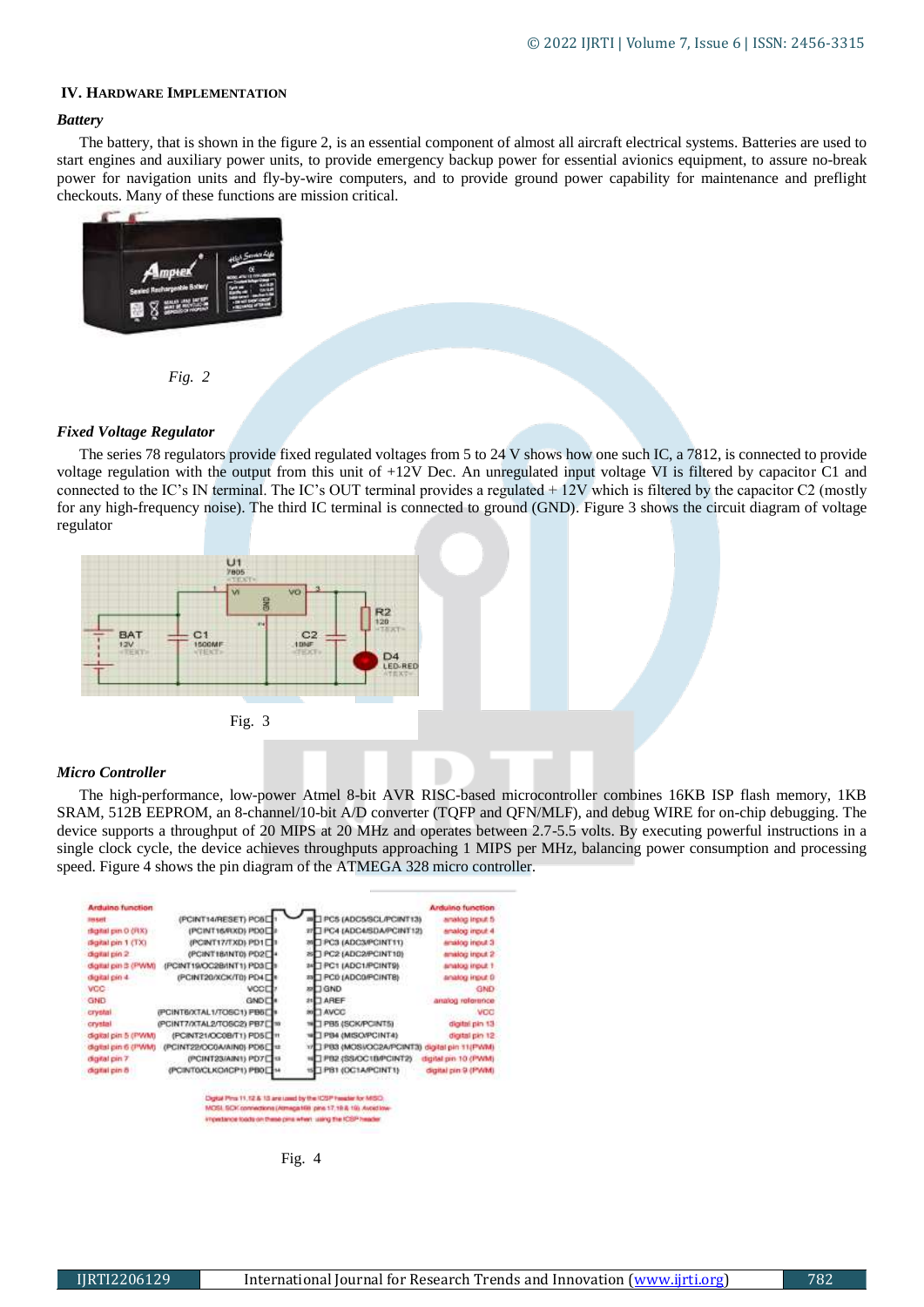## IV. Hardware Implementation

### *Battery*

The battery, that is shown in the figure 2, is an essential component of almost all aircraft electrical systems. Batteries are used to start engines and auxiliary power units, to provide emergency backup power for essential avionics equipment, to assure no-break power for navigation units and fly-by-wire computers, and to provide ground power capability for maintenance and preflight checkouts. Many of these functions are mission critical.

Fig. 2

### *Fixed Voltage Regulator*

The series 78 regulators provide fixed regulated voltages from 5 to 24 V shows how one such IC, a 7812, is connected to provide voltage regulation with the output from this unit of +12V Dec. An unregulated input voltage VI is filtered by capacitor C1 and connected to the IC's IN terminal. The IC's OUT terminal provides a regulated + 12V which is filtered by the capacitor C2 (mostly for any high-frequency noise). The third IC terminal is connected to ground (GND). Figure 3 shows the circuit diagram of voltage regulator

Fig. 3

### *Micro Controller*

The high-performance, low-power Atmel 8-bit AVR RISC-based microcontroller combines 16KB ISP flash memory, 1KB SRAM, 512B EEPROM, an 8-channel/10-bit A/D converter (TQFP and QFN/MLF), and debug WIRE for on-chip debugging. The device supports a throughput of 20 MIPS at 20 MHz and operates between 2.7-5.5 volts. By executing powerful instructions in a single clock cycle, the device achieves throughputs approaching 1 MIPS per MHz, balancing power consumption and processing speed. Figure 4 shows the pin diagram of the ATMEGA 328 micro controller.

Fig. 4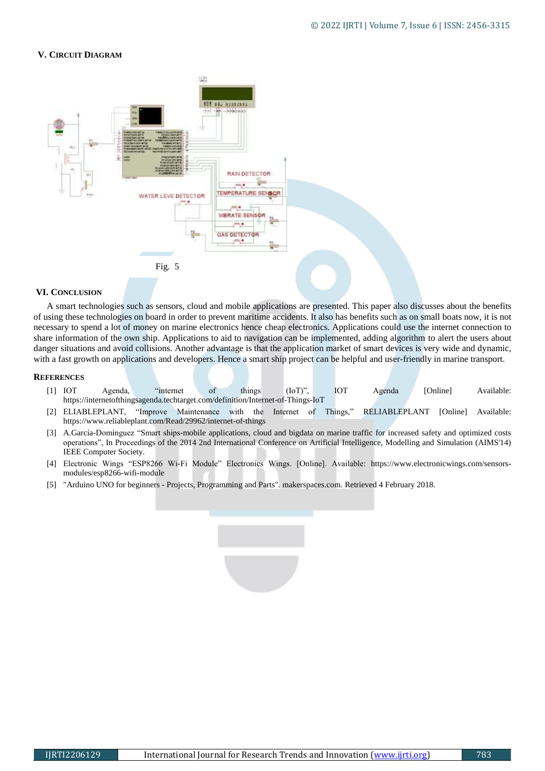## V. Circuit Diagram

RAIN DETECTOR

TEMPERATURE SENSOR

WATER LEVE DETECTOR

VIBRATE SENSOR

GAS DETECTOR

Fig. 5

## VI. Conclusion

A smart technologies such as sensors, cloud and mobile applications are presented. This paper also discusses about the benefits of using these technologies on board in order to prevent maritime accidents. It also has benefits such as on small boats now, it is not necessary to spend a lot of money on marine electronics hence cheap electronics. Applications could use the internet connection to share information of the own ship. Applications to aid to navigation can be implemented, adding algorithm to alert the users about danger situations and avoid collisions. Another advantage is that the application market of smart devices is very wide and dynamic, with a fast growth on applications and developers. Hence a smart ship project can be helpful and user-friendly in marine transport.

## References

[1] IOT Agenda, "internet of things (IoT)", IOT Agenda [Online] Available: https://internetofthingsagenda.techtarget.com/definition/Internet-of-Things-IoT

[2] ELIABLEPLANT, "Improve Maintenance with the Internet of Things," RELIABLEPLANT [Online] Available: https://www.reliableplant.com/Read/29962/internet-of-things

[3] A.García-Domínguez "Smart ships-mobile applications, cloud and bigdata on marine traffic for increased safety and optimized costs operations", In Proceedings of the 2014 2nd International Conference on Artificial Intelligence, Modelling and Simulation (AIMS'14) IEEE Computer Society.

[4] Electronic Wings "ESP8266 Wi-Fi Module" Electronics Wings. [Online]. Available: https://www.electronicwings.com/sensors-modules/esp8266-wifi-module

[5] "Arduino UNO for beginners - Projects, Programming and Parts". makerspaces.com. Retrieved 4 February 2018.